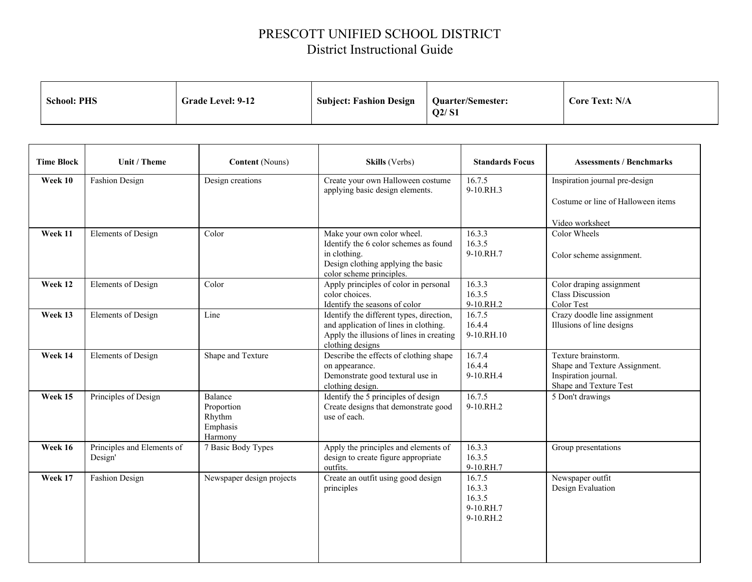# PRESCOTT UNIFIED SCHOOL DISTRICT
## District Instructional Guide

| School: PHS | Grade Level: 9-12 | Subject: Fashion Design | Quarter/Semester: Q2/ S1 | Core Text: N/A |
|---|---|---|---|---|

| Time Block | Unit / Theme | Content (Nouns) | Skills (Verbs) | Standards Focus | Assessments / Benchmarks |
|---|---|---|---|---|---|
| **Week 10** | Fashion Design | Design creations | Create your own Halloween costume applying basic design elements. | 16.7.5<br>9-10.RH.3 | Inspiration journal pre-design<br><br>Costume or line of Halloween items<br><br>Video worksheet |
| **Week 11** | Elements of Design | Color | Make your own color wheel.<br>Identify the 6 color schemes as found in clothing.<br>Design clothing applying the basic color scheme principles. | 16.3.3<br>16.3.5<br>9-10.RH.7 | Color Wheels<br><br>Color scheme assignment. |
| **Week 12** | Elements of Design | Color | Apply principles of color in personal color choices.<br>Identify the seasons of color | 16.3.3<br>16.3.5<br>9-10.RH.2 | Color draping assignment<br>Class Discussion<br>Color Test |
| **Week 13** | Elements of Design | Line | Identify the different types, direction, and application of lines in clothing.<br>Apply the illusions of lines in creating clothing designs | 16.7.5<br>16.4.4<br>9-10.RH.10 | Crazy doodle line assignment<br>Illusions of line designs |
| **Week 14** | Elements of Design | Shape and Texture | Describe the effects of clothing shape on appearance.<br>Demonstrate good textural use in clothing design. | 16.7.4<br>16.4.4<br>9-10.RH.4 | Texture brainstorm.<br>Shape and Texture Assignment.<br>Inspiration journal.<br>Shape and Texture Test |
| **Week 15** | Principles of Design | Balance<br>Proportion<br>Rhythm<br>Emphasis<br>Harmony | Identify the 5 principles of design<br>Create designs that demonstrate good use of each. | 16.7.5<br>9-10.RH.2 | 5 Don't drawings |
| **Week 16** | Principles and Elements of Design' | 7 Basic Body Types | Apply the principles and elements of design to create figure appropriate outfits. | 16.3.3<br>16.3.5<br>9-10.RH.7 | Group presentations |
| **Week 17** | Fashion Design | Newspaper design projects | Create an outfit using good design principles | 16.7.5<br>16.3.3<br>16.3.5<br>9-10.RH.7<br>9-10.RH.2 | Newspaper outfit<br>Design Evaluation |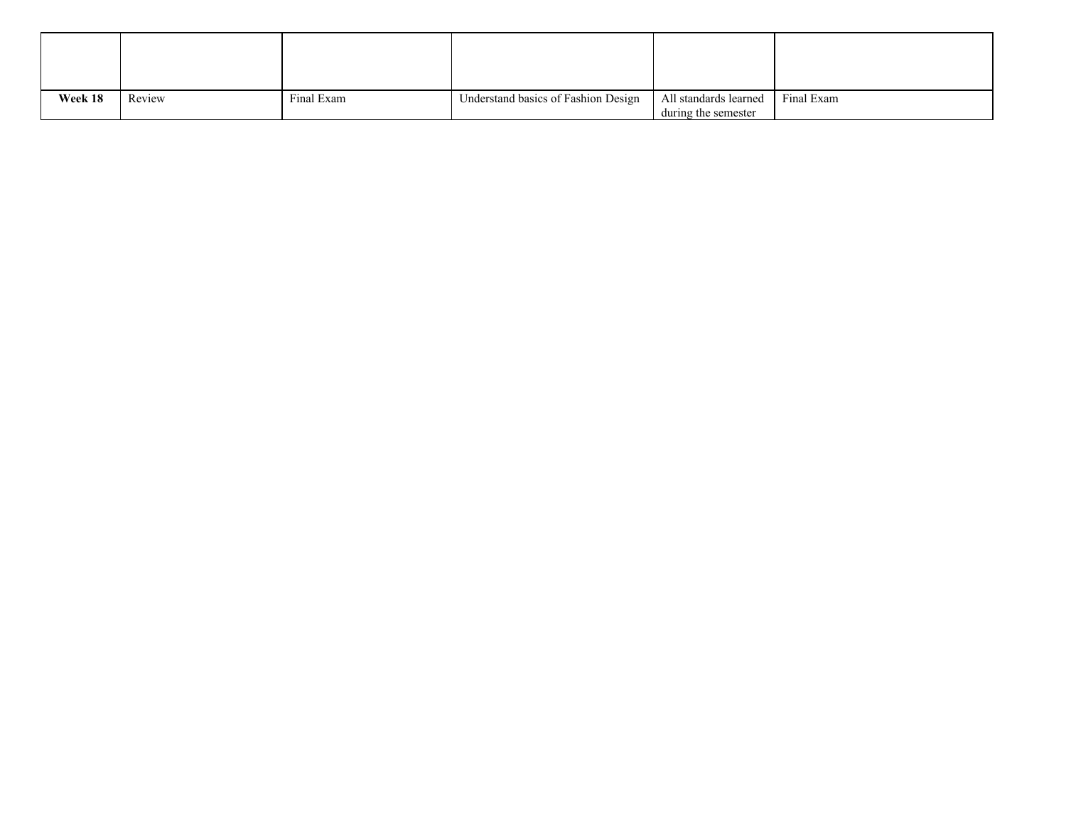| | | | | | |
|---|---|---|---|---|---|
| | | | | | |
| **Week 18** | Review | Final Exam | Understand basics of Fashion Design | All standards learned during the semester | Final Exam |